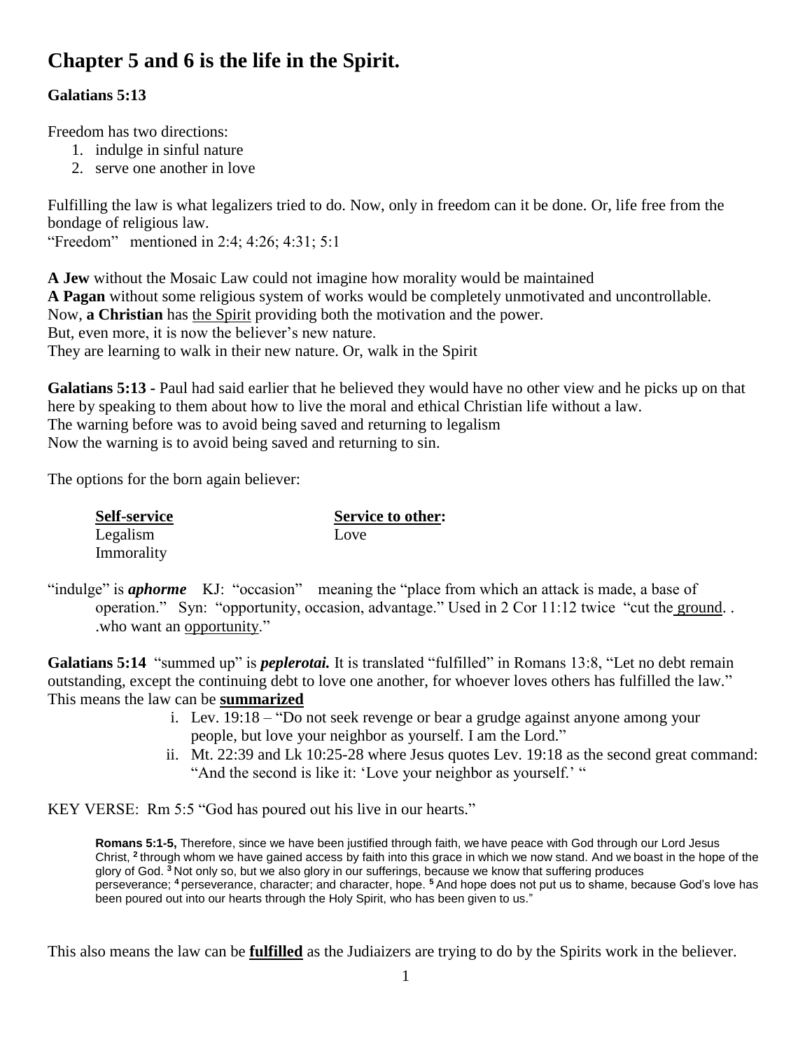# Chapter 5 and 6 is the life in the Spirit.

**Galatians 5:13**

Freedom has two directions:

1. indulge in sinful nature
2. serve one another in love

Fulfilling the law is what legalizers tried to do. Now, only in freedom can it be done. Or, life free from the bondage of religious law.
"Freedom" mentioned in 2:4; 4:26; 4:31; 5:1

**A Jew** without the Mosaic Law could not imagine how morality would be maintained
**A Pagan** without some religious system of works would be completely unmotivated and uncontrollable.
Now, **a Christian** has <u>the Spirit</u> providing both the motivation and the power.
But, even more, it is now the believer's new nature.
They are learning to walk in their new nature. Or, walk in the Spirit

**Galatians 5:13 -** Paul had said earlier that he believed they would have no other view and he picks up on that here by speaking to them about how to live the moral and ethical Christian life without a law.
The warning before was to avoid being saved and returning to legalism
Now the warning is to avoid being saved and returning to sin.

The options for the born again believer:

| **<u>Self-service</u>** | **<u>Service to other</u>:** |
|---|---|
| Legalism | Love |
| Immorality | |

"indulge" is ***aphorme*** KJ: "occasion" meaning the "place from which an attack is made, a base of operation." Syn: "opportunity, occasion, advantage." Used in 2 Cor 11:12 twice "cut the <u>ground</u>. . .who want an <u>opportunity</u>."

**Galatians 5:14** "summed up" is ***peplerotai.*** It is translated "fulfilled" in Romans 13:8, "Let no debt remain outstanding, except the continuing debt to love one another, for whoever loves others has fulfilled the law."
This means the law can be **<u>summarized</u>**

i. Lev. 19:18 – "Do not seek revenge or bear a grudge against anyone among your people, but love your neighbor as yourself. I am the Lord."
ii. Mt. 22:39 and Lk 10:25-28 where Jesus quotes Lev. 19:18 as the second great command: "And the second is like it: 'Love your neighbor as yourself.' "

KEY VERSE: Rm 5:5 "God has poured out his live in our hearts."

> **Romans 5:1-5,** Therefore, since we have been justified through faith, we have peace with God through our Lord Jesus Christ, [2] through whom we have gained access by faith into this grace in which we now stand. And we boast in the hope of the glory of God. [3] Not only so, but we also glory in our sufferings, because we know that suffering produces perseverance; [4] perseverance, character; and character, hope. [5] And hope does not put us to shame, because God's love has been poured out into our hearts through the Holy Spirit, who has been given to us."

This also means the law can be **<u>fulfilled</u>** as the Judiaizers are trying to do by the Spirits work in the believer.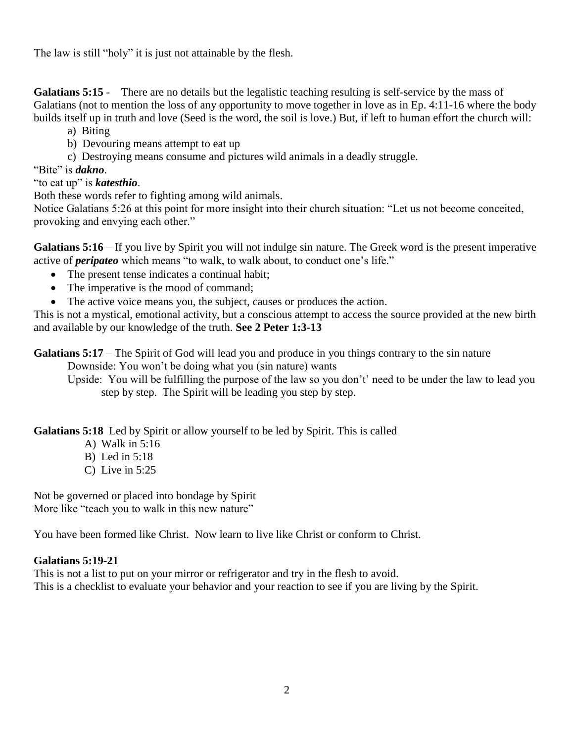The law is still "holy" it is just not attainable by the flesh.

**Galatians 5:15** - There are no details but the legalistic teaching resulting is self-service by the mass of Galatians (not to mention the loss of any opportunity to move together in love as in Ep. 4:11-16 where the body builds itself up in truth and love (Seed is the word, the soil is love.) But, if left to human effort the church will:

a) Biting
b) Devouring means attempt to eat up
c) Destroying means consume and pictures wild animals in a deadly struggle.

"Bite" is ***dakno***.
"to eat up" is ***katesthio***.
Both these words refer to fighting among wild animals.
Notice Galatians 5:26 at this point for more insight into their church situation: "Let us not become conceited, provoking and envying each other."

**Galatians 5:16** – If you live by Spirit you will not indulge sin nature. The Greek word is the present imperative active of ***peripateo*** which means "to walk, to walk about, to conduct one's life."

- The present tense indicates a continual habit;
- The imperative is the mood of command;
- The active voice means you, the subject, causes or produces the action.

This is not a mystical, emotional activity, but a conscious attempt to access the source provided at the new birth and available by our knowledge of the truth. **See 2 Peter 1:3-13**

**Galatians 5:17** – The Spirit of God will lead you and produce in you things contrary to the sin nature

Downside: You won't be doing what you (sin nature) wants

Upside: You will be fulfilling the purpose of the law so you don't' need to be under the law to lead you step by step. The Spirit will be leading you step by step.

**Galatians 5:18** Led by Spirit or allow yourself to be led by Spirit. This is called

A) Walk in 5:16
B) Led in 5:18
C) Live in 5:25

Not be governed or placed into bondage by Spirit
More like "teach you to walk in this new nature"

You have been formed like Christ. Now learn to live like Christ or conform to Christ.

**Galatians 5:19-21**
This is not a list to put on your mirror or refrigerator and try in the flesh to avoid.
This is a checklist to evaluate your behavior and your reaction to see if you are living by the Spirit.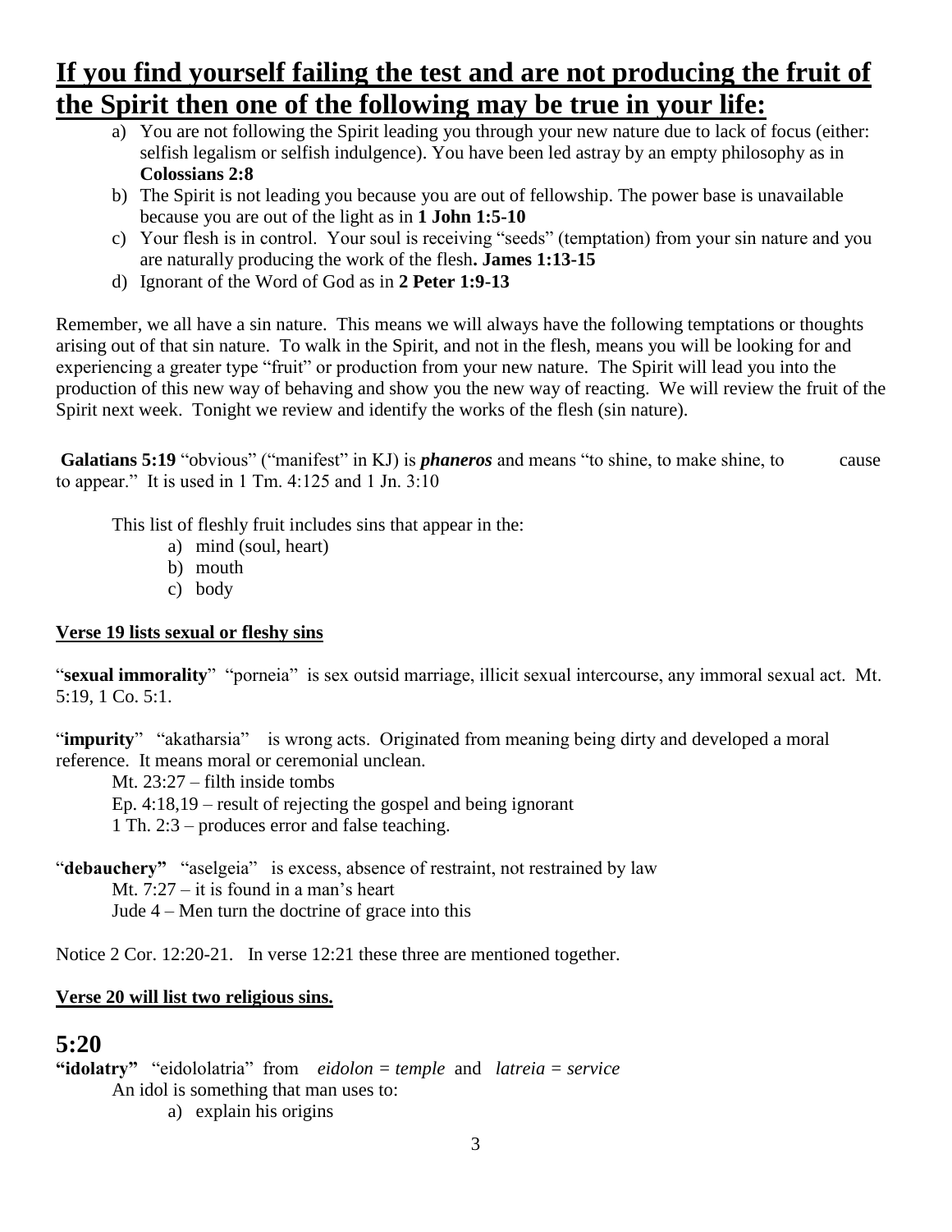# If you find yourself failing the test and are not producing the fruit of the Spirit then one of the following may be true in your life:

a) You are not following the Spirit leading you through your new nature due to lack of focus (either: selfish legalism or selfish indulgence). You have been led astray by an empty philosophy as in **Colossians 2:8**
b) The Spirit is not leading you because you are out of fellowship. The power base is unavailable because you are out of the light as in **1 John 1:5-10**
c) Your flesh is in control. Your soul is receiving "seeds" (temptation) from your sin nature and you are naturally producing the work of the flesh**. James 1:13-15**
d) Ignorant of the Word of God as in **2 Peter 1:9-13**

Remember, we all have a sin nature. This means we will always have the following temptations or thoughts arising out of that sin nature. To walk in the Spirit, and not in the flesh, means you will be looking for and experiencing a greater type "fruit" or production from your new nature. The Spirit will lead you into the production of this new way of behaving and show you the new way of reacting. We will review the fruit of the Spirit next week. Tonight we review and identify the works of the flesh (sin nature).

**Galatians 5:19** "obvious" ("manifest" in KJ) is ***phaneros*** and means "to shine, to make shine, to cause to appear." It is used in 1 Tm. 4:125 and 1 Jn. 3:10

This list of fleshly fruit includes sins that appear in the:

a) mind (soul, heart)
b) mouth
c) body

**Verse 19 lists sexual or fleshy sins**

"**sexual immorality**" "porneia" is sex outsid marriage, illicit sexual intercourse, any immoral sexual act. Mt. 5:19, 1 Co. 5:1.

"**impurity**" "akatharsia" is wrong acts. Originated from meaning being dirty and developed a moral reference. It means moral or ceremonial unclean.

Mt. 23:27 – filth inside tombs
Ep. 4:18,19 – result of rejecting the gospel and being ignorant
1 Th. 2:3 – produces error and false teaching.

"**debauchery"** "aselgeia" is excess, absence of restraint, not restrained by law

Mt. 7:27 – it is found in a man's heart
Jude 4 – Men turn the doctrine of grace into this

Notice 2 Cor. 12:20-21. In verse 12:21 these three are mentioned together.

**Verse 20 will list two religious sins.**

## 5:20

**"idolatry"** "eidololatria" from *eidolon = temple* and *latreia = service*

An idol is something that man uses to:

a) explain his origins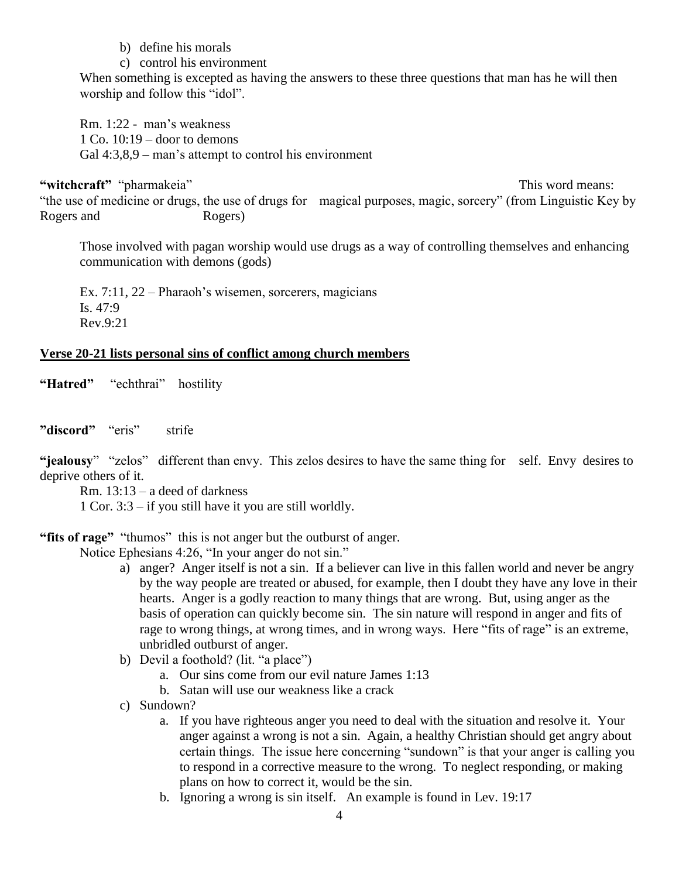b) define his morals
   c) control his environment

When something is excepted as having the answers to these three questions that man has he will then worship and follow this "idol".

Rm. 1:22 - man's weakness
1 Co. 10:19 – door to demons
Gal 4:3,8,9 – man's attempt to control his environment

**"witchcraft"** "pharmakeia" This word means: "the use of medicine or drugs, the use of drugs for magical purposes, magic, sorcery" (from Linguistic Key by Rogers and Rogers)

Those involved with pagan worship would use drugs as a way of controlling themselves and enhancing communication with demons (gods)

Ex. 7:11, 22 – Pharaoh's wisemen, sorcerers, magicians
Is. 47:9
Rev.9:21

**<u>Verse 20-21 lists personal sins of conflict among church members</u>**

**"Hatred"** "echthrai" hostility

**"discord"** "eris" strife

**"jealousy"** "zelos" different than envy. This zelos desires to have the same thing for self. Envy desires to deprive others of it.

Rm. 13:13 – a deed of darkness
1 Cor. 3:3 – if you still have it you are still worldly.

**"fits of rage"** "thumos" this is not anger but the outburst of anger.

Notice Ephesians 4:26, "In your anger do not sin."

a) anger? Anger itself is not a sin. If a believer can live in this fallen world and never be angry by the way people are treated or abused, for example, then I doubt they have any love in their hearts. Anger is a godly reaction to many things that are wrong. But, using anger as the basis of operation can quickly become sin. The sin nature will respond in anger and fits of rage to wrong things, at wrong times, and in wrong ways. Here "fits of rage" is an extreme, unbridled outburst of anger.

b) Devil a foothold? (lit. "a place")
   a. Our sins come from our evil nature James 1:13
   b. Satan will use our weakness like a crack

c) Sundown?
   a. If you have righteous anger you need to deal with the situation and resolve it. Your anger against a wrong is not a sin. Again, a healthy Christian should get angry about certain things. The issue here concerning "sundown" is that your anger is calling you to respond in a corrective measure to the wrong. To neglect responding, or making plans on how to correct it, would be the sin.
   b. Ignoring a wrong is sin itself. An example is found in Lev. 19:17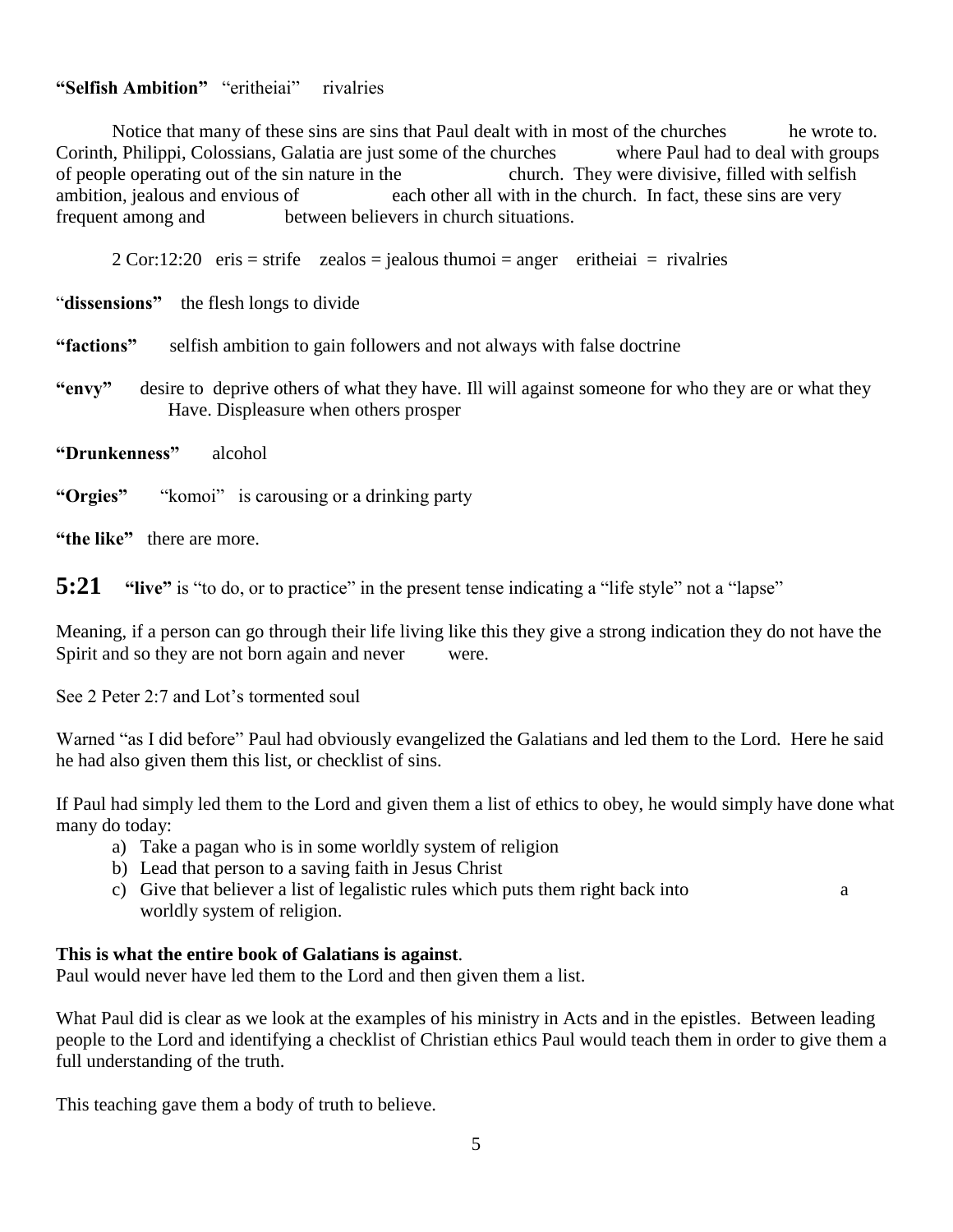**"Selfish Ambition"** "eritheiai" rivalries

Notice that many of these sins are sins that Paul dealt with in most of the churches he wrote to. Corinth, Philippi, Colossians, Galatia are just some of the churches where Paul had to deal with groups of people operating out of the sin nature in the church. They were divisive, filled with selfish ambition, jealous and envious of each other all with in the church. In fact, these sins are very frequent among and between believers in church situations.

2 Cor:12:20 eris = strife zealos = jealous thumoi = anger eritheiai = rivalries

"**dissensions"** the flesh longs to divide

**"factions"** selfish ambition to gain followers and not always with false doctrine

**"envy"** desire to deprive others of what they have. Ill will against someone for who they are or what they Have. Displeasure when others prosper

**"Drunkenness"** alcohol

**"Orgies"** "komoi" is carousing or a drinking party

**"the like"** there are more.

**5:21** **"live"** is "to do, or to practice" in the present tense indicating a "life style" not a "lapse"

Meaning, if a person can go through their life living like this they give a strong indication they do not have the Spirit and so they are not born again and never were.

See 2 Peter 2:7 and Lot's tormented soul

Warned "as I did before" Paul had obviously evangelized the Galatians and led them to the Lord. Here he said he had also given them this list, or checklist of sins.

If Paul had simply led them to the Lord and given them a list of ethics to obey, he would simply have done what many do today:

a) Take a pagan who is in some worldly system of religion
b) Lead that person to a saving faith in Jesus Christ
c) Give that believer a list of legalistic rules which puts them right back into a worldly system of religion.

**This is what the entire book of Galatians is against**.
Paul would never have led them to the Lord and then given them a list.

What Paul did is clear as we look at the examples of his ministry in Acts and in the epistles. Between leading people to the Lord and identifying a checklist of Christian ethics Paul would teach them in order to give them a full understanding of the truth.

This teaching gave them a body of truth to believe.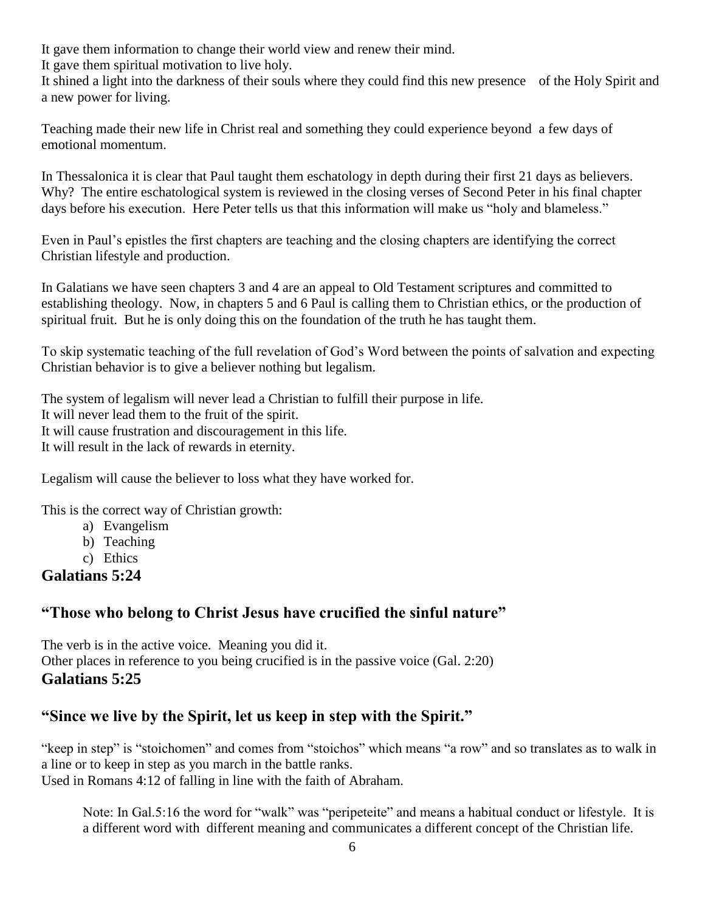It gave them information to change their world view and renew their mind.
It gave them spiritual motivation to live holy.
It shined a light into the darkness of their souls where they could find this new presence of the Holy Spirit and a new power for living.

Teaching made their new life in Christ real and something they could experience beyond a few days of emotional momentum.

In Thessalonica it is clear that Paul taught them eschatology in depth during their first 21 days as believers. Why? The entire eschatological system is reviewed in the closing verses of Second Peter in his final chapter days before his execution. Here Peter tells us that this information will make us "holy and blameless."

Even in Paul's epistles the first chapters are teaching and the closing chapters are identifying the correct Christian lifestyle and production.

In Galatians we have seen chapters 3 and 4 are an appeal to Old Testament scriptures and committed to establishing theology. Now, in chapters 5 and 6 Paul is calling them to Christian ethics, or the production of spiritual fruit. But he is only doing this on the foundation of the truth he has taught them.

To skip systematic teaching of the full revelation of God's Word between the points of salvation and expecting Christian behavior is to give a believer nothing but legalism.

The system of legalism will never lead a Christian to fulfill their purpose in life.
It will never lead them to the fruit of the spirit.
It will cause frustration and discouragement in this life.
It will result in the lack of rewards in eternity.

Legalism will cause the believer to loss what they have worked for.

This is the correct way of Christian growth:

a) Evangelism
b) Teaching
c) Ethics

## Galatians 5:24

## "Those who belong to Christ Jesus have crucified the sinful nature"

The verb is in the active voice. Meaning you did it.
Other places in reference to you being crucified is in the passive voice (Gal. 2:20)

## Galatians 5:25

## "Since we live by the Spirit, let us keep in step with the Spirit."

"keep in step" is "stoichomen" and comes from "stoichos" which means "a row" and so translates as to walk in a line or to keep in step as you march in the battle ranks.
Used in Romans 4:12 of falling in line with the faith of Abraham.

> Note: In Gal.5:16 the word for "walk" was "peripeteite" and means a habitual conduct or lifestyle. It is a different word with different meaning and communicates a different concept of the Christian life.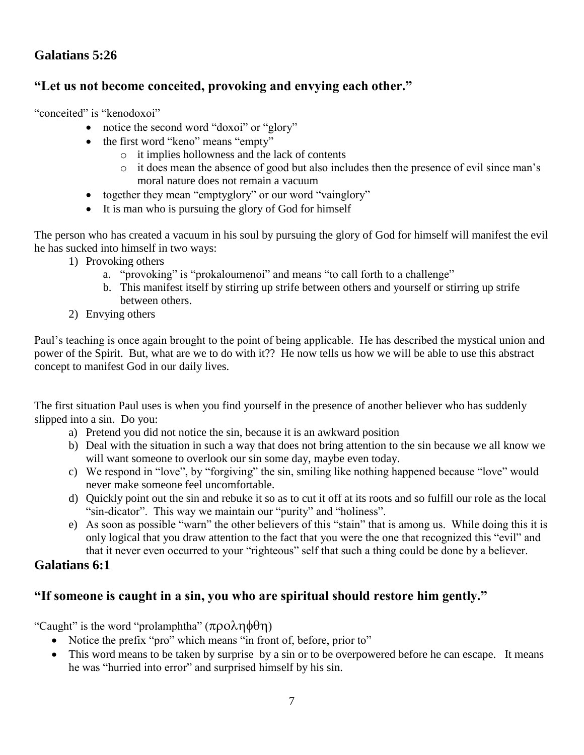## Galatians 5:26

## "Let us not become conceited, provoking and envying each other."

"conceited" is "kenodoxoi"

- notice the second word "doxoi" or "glory"
- the first word "keno" means "empty"
  - it implies hollowness and the lack of contents
  - it does mean the absence of good but also includes then the presence of evil since man's moral nature does not remain a vacuum
- together they mean "emptyglory" or our word "vainglory"
- It is man who is pursuing the glory of God for himself

The person who has created a vacuum in his soul by pursuing the glory of God for himself will manifest the evil he has sucked into himself in two ways:

1) Provoking others
   a. "provoking" is "prokaloumenoi" and means "to call forth to a challenge"
   b. This manifest itself by stirring up strife between others and yourself or stirring up strife between others.
2) Envying others

Paul's teaching is once again brought to the point of being applicable. He has described the mystical union and power of the Spirit. But, what are we to do with it?? He now tells us how we will be able to use this abstract concept to manifest God in our daily lives.

The first situation Paul uses is when you find yourself in the presence of another believer who has suddenly slipped into a sin. Do you:

a) Pretend you did not notice the sin, because it is an awkward position
b) Deal with the situation in such a way that does not bring attention to the sin because we all know we will want someone to overlook our sin some day, maybe even today.
c) We respond in "love", by "forgiving" the sin, smiling like nothing happened because "love" would never make someone feel uncomfortable.
d) Quickly point out the sin and rebuke it so as to cut it off at its roots and so fulfill our role as the local "sin-dicator". This way we maintain our "purity" and "holiness".
e) As soon as possible "warn" the other believers of this "stain" that is among us. While doing this it is only logical that you draw attention to the fact that you were the one that recognized this "evil" and that it never even occurred to your "righteous" self that such a thing could be done by a believer.

## Galatians 6:1

## "If someone is caught in a sin, you who are spiritual should restore him gently."

"Caught" is the word "prolamphtha" (προληφθη)

- Notice the prefix "pro" which means "in front of, before, prior to"
- This word means to be taken by surprise by a sin or to be overpowered before he can escape. It means he was "hurried into error" and surprised himself by his sin.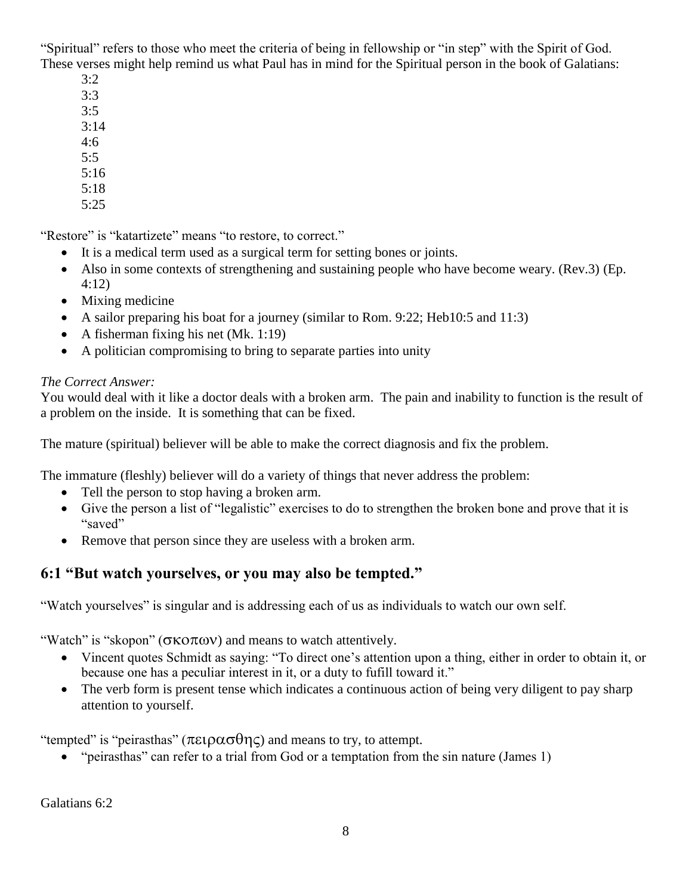"Spiritual" refers to those who meet the criteria of being in fellowship or "in step" with the Spirit of God. These verses might help remind us what Paul has in mind for the Spiritual person in the book of Galatians:

3:2
3:3
3:5
3:14
4:6
5:5
5:16
5:18
5:25

"Restore" is "katartizete" means "to restore, to correct."

- It is a medical term used as a surgical term for setting bones or joints.
- Also in some contexts of strengthening and sustaining people who have become weary. (Rev.3) (Ep. 4:12)
- Mixing medicine
- A sailor preparing his boat for a journey (similar to Rom. 9:22; Heb10:5 and 11:3)
- A fisherman fixing his net (Mk. 1:19)
- A politician compromising to bring to separate parties into unity

*The Correct Answer:*
You would deal with it like a doctor deals with a broken arm. The pain and inability to function is the result of a problem on the inside. It is something that can be fixed.

The mature (spiritual) believer will be able to make the correct diagnosis and fix the problem.

The immature (fleshly) believer will do a variety of things that never address the problem:

- Tell the person to stop having a broken arm.
- Give the person a list of "legalistic" exercises to do to strengthen the broken bone and prove that it is "saved"
- Remove that person since they are useless with a broken arm.

## 6:1 "But watch yourselves, or you may also be tempted."

"Watch yourselves" is singular and is addressing each of us as individuals to watch our own self.

"Watch" is "skopon" (σκοπων) and means to watch attentively.

- Vincent quotes Schmidt as saying: "To direct one's attention upon a thing, either in order to obtain it, or because one has a peculiar interest in it, or a duty to fufill toward it."
- The verb form is present tense which indicates a continuous action of being very diligent to pay sharp attention to yourself.

"tempted" is "peirasthas" (πειρασθης) and means to try, to attempt.

- "peirasthas" can refer to a trial from God or a temptation from the sin nature (James 1)

Galatians 6:2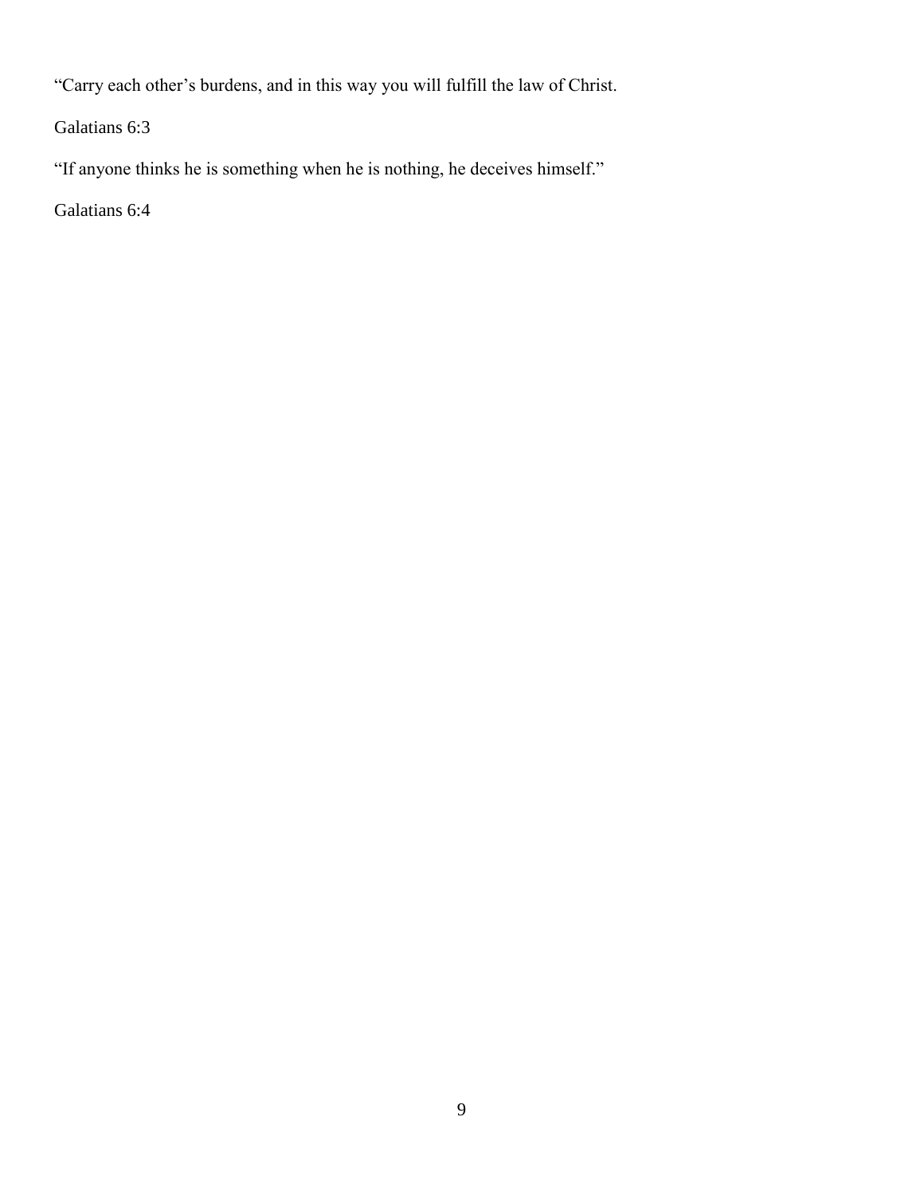“Carry each other’s burdens, and in this way you will fulfill the law of Christ.

Galatians 6:3

“If anyone thinks he is something when he is nothing, he deceives himself.”

Galatians 6:4